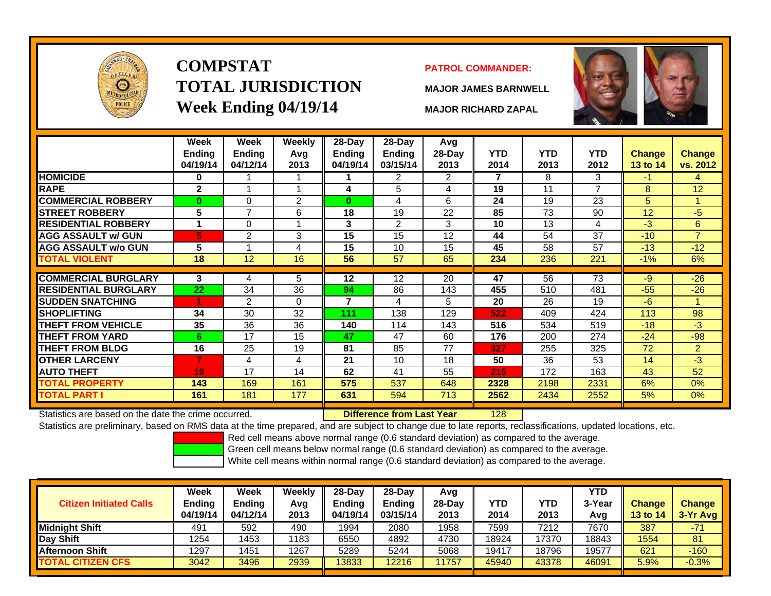# COMPSTAT
# TOTAL JURISDICTION
# Week Ending 04/19/14

**PATROL COMMANDER:**

**MAJOR JAMES BARNWELL**

**MAJOR RICHARD ZAPAL**

| | Week Ending 04/19/14 | Week Ending 04/12/14 | Weekly Avg 2013 | 28-Day Ending 04/19/14 | 28-Day Ending 03/15/14 | Avg 28-Day 2013 | YTD 2014 | YTD 2013 | YTD 2012 | Change 13 to 14 | Change vs. 2012 |
|---|---|---|---|---|---|---|---|---|---|---|---|
| HOMICIDE | 0 | 1 | 1 | 1 | 2 | 2 | 7 | 8 | 3 | -1 | 4 |
| RAPE | 2 | 1 | 1 | 4 | 5 | 4 | 19 | 11 | 7 | 8 | 12 |
| COMMERCIAL ROBBERY | 0 | 0 | 2 | 0 | 4 | 6 | 24 | 19 | 23 | 5 | 1 |
| STREET ROBBERY | 5 | 7 | 6 | 18 | 19 | 22 | 85 | 73 | 90 | 12 | -5 |
| RESIDENTIAL ROBBERY | 1 | 0 | 1 | 3 | 2 | 3 | 10 | 13 | 4 | -3 | 6 |
| AGG ASSAULT w/ GUN | 5 | 2 | 3 | 15 | 15 | 12 | 44 | 54 | 37 | -10 | 7 |
| AGG ASSAULT w/o GUN | 5 | 1 | 4 | 15 | 10 | 15 | 45 | 58 | 57 | -13 | -12 |
| TOTAL VIOLENT | 18 | 12 | 16 | 56 | 57 | 65 | 234 | 236 | 221 | -1% | 6% |
| COMMERCIAL BURGLARY | 3 | 4 | 5 | 12 | 12 | 20 | 47 | 56 | 73 | -9 | -26 |
| RESIDENTIAL BURGLARY | 22 | 34 | 36 | 94 | 86 | 143 | 455 | 510 | 481 | -55 | -26 |
| SUDDEN SNATCHING | 1 | 2 | 0 | 7 | 4 | 5 | 20 | 26 | 19 | -6 | 1 |
| SHOPLIFTING | 34 | 30 | 32 | 111 | 138 | 129 | 522 | 409 | 424 | 113 | 98 |
| THEFT FROM VEHICLE | 35 | 36 | 36 | 140 | 114 | 143 | 516 | 534 | 519 | -18 | -3 |
| THEFT FROM YARD | 6 | 17 | 15 | 47 | 47 | 60 | 176 | 200 | 274 | -24 | -98 |
| THEFT FROM BLDG | 16 | 25 | 19 | 81 | 85 | 77 | 327 | 255 | 325 | 72 | 2 |
| OTHER LARCENY | 7 | 4 | 4 | 21 | 10 | 18 | 50 | 36 | 53 | 14 | -3 |
| AUTO THEFT | 19 | 17 | 14 | 62 | 41 | 55 | 215 | 172 | 163 | 43 | 52 |
| TOTAL PROPERTY | 143 | 169 | 161 | 575 | 537 | 648 | 2328 | 2198 | 2331 | 6% | 0% |
| TOTAL PART I | 161 | 181 | 177 | 631 | 594 | 713 | 2562 | 2434 | 2552 | 5% | 0% |

Statistics are based on the date the crime occurred. **Difference from Last Year** 128

Statistics are preliminary, based on RMS data at the time prepared, and are subject to change due to late reports, reclassifications, updated locations, etc.

Red cell means above normal range (0.6 standard deviation) as compared to the average.
Green cell means below normal range (0.6 standard deviation) as compared to the average.
White cell means within normal range (0.6 standard deviation) as compared to the average.

| Citizen Initiated Calls | Week Ending 04/19/14 | Week Ending 04/12/14 | Weekly Avg 2013 | 28-Day Ending 04/19/14 | 28-Day Ending 03/15/14 | Avg 28-Day 2013 | YTD 2014 | YTD 2013 | YTD 3-Year Avg | Change 13 to 14 | Change 3-Yr Avg |
|---|---|---|---|---|---|---|---|---|---|---|---|
| Midnight Shift | 491 | 592 | 490 | 1994 | 2080 | 1958 | 7599 | 7212 | 7670 | 387 | -71 |
| Day Shift | 1254 | 1453 | 1183 | 6550 | 4892 | 4730 | 18924 | 17370 | 18843 | 1554 | 81 |
| Afternoon Shift | 1297 | 1451 | 1267 | 5289 | 5244 | 5068 | 19417 | 18796 | 19577 | 621 | -160 |
| TOTAL CITIZEN CFS | 3042 | 3496 | 2939 | 13833 | 12216 | 11757 | 45940 | 43378 | 46091 | 5.9% | -0.3% |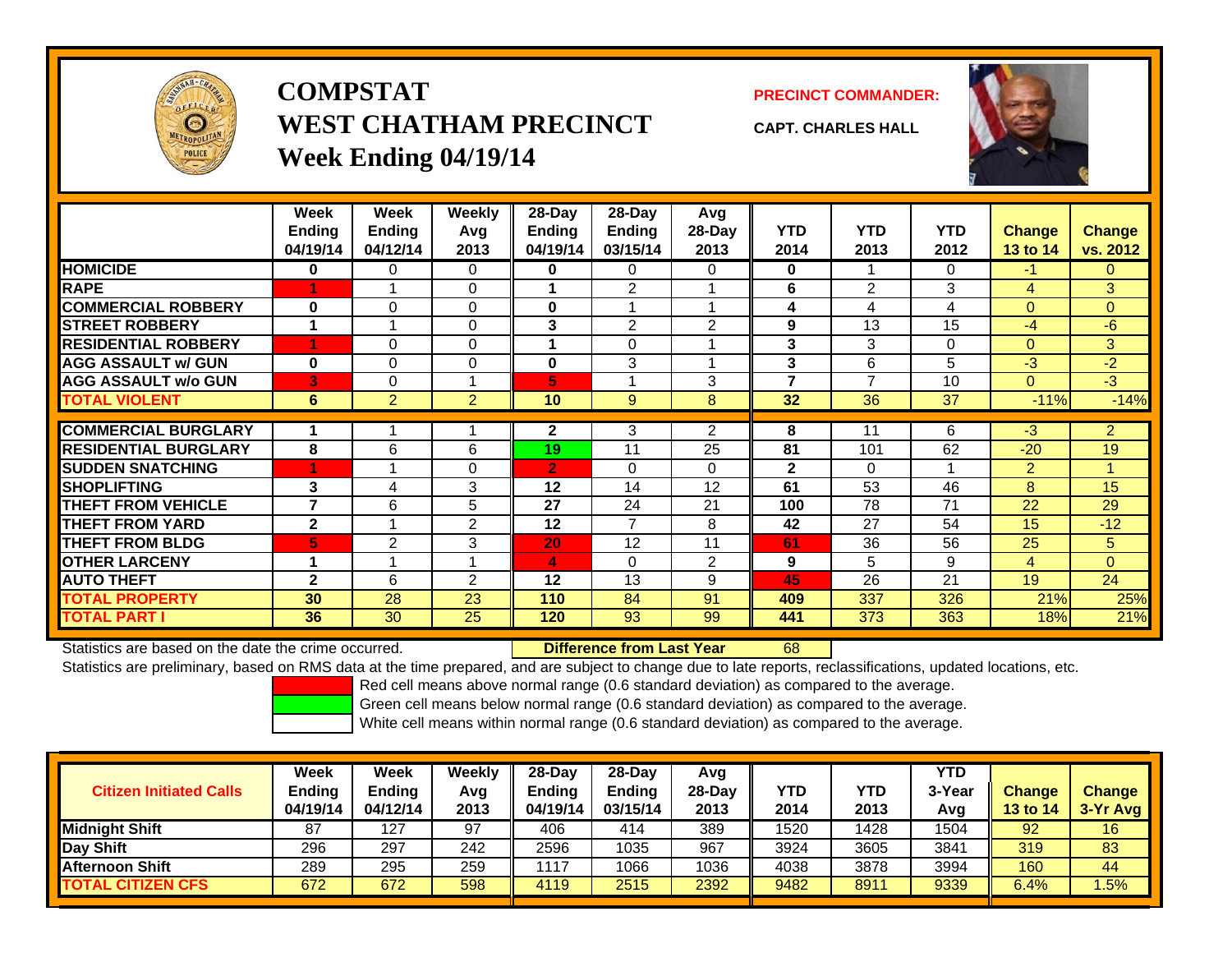# COMPSTAT
# WEST CHATHAM PRECINCT
## Week Ending 04/19/14

**PRECINCT COMMANDER:**

**CAPT. CHARLES HALL**

| | Week Ending 04/19/14 | Week Ending 04/12/14 | Weekly Avg 2013 | 28-Day Ending 04/19/14 | 28-Day Ending 03/15/14 | Avg 28-Day 2013 | YTD 2014 | YTD 2013 | YTD 2012 | Change 13 to 14 | Change vs. 2012 |
|---|---|---|---|---|---|---|---|---|---|---|---|
| HOMICIDE | 0 | 0 | 0 | 0 | 0 | 0 | 0 | 1 | 0 | -1 | 0 |
| RAPE | 1 | 1 | 0 | 1 | 2 | 1 | 6 | 2 | 3 | 4 | 3 |
| COMMERCIAL ROBBERY | 0 | 0 | 0 | 0 | 1 | 1 | 4 | 4 | 4 | 0 | 0 |
| STREET ROBBERY | 1 | 1 | 0 | 3 | 2 | 2 | 9 | 13 | 15 | -4 | -6 |
| RESIDENTIAL ROBBERY | 1 | 0 | 0 | 1 | 0 | 1 | 3 | 3 | 0 | 0 | 3 |
| AGG ASSAULT w/ GUN | 0 | 0 | 0 | 0 | 3 | 1 | 3 | 6 | 5 | -3 | -2 |
| AGG ASSAULT w/o GUN | 3 | 0 | 1 | 5 | 1 | 3 | 7 | 7 | 10 | 0 | -3 |
| TOTAL VIOLENT | 6 | 2 | 2 | 10 | 9 | 8 | 32 | 36 | 37 | -11% | -14% |
| COMMERCIAL BURGLARY | 1 | 1 | 1 | 2 | 3 | 2 | 8 | 11 | 6 | -3 | 2 |
| RESIDENTIAL BURGLARY | 8 | 6 | 6 | 19 | 11 | 25 | 81 | 101 | 62 | -20 | 19 |
| SUDDEN SNATCHING | 1 | 1 | 0 | 2 | 0 | 0 | 2 | 0 | 1 | 2 | 1 |
| SHOPLIFTING | 3 | 4 | 3 | 12 | 14 | 12 | 61 | 53 | 46 | 8 | 15 |
| THEFT FROM VEHICLE | 7 | 6 | 5 | 27 | 24 | 21 | 100 | 78 | 71 | 22 | 29 |
| THEFT FROM YARD | 2 | 1 | 2 | 12 | 7 | 8 | 42 | 27 | 54 | 15 | -12 |
| THEFT FROM BLDG | 5 | 2 | 3 | 20 | 12 | 11 | 61 | 36 | 56 | 25 | 5 |
| OTHER LARCENY | 1 | 1 | 1 | 4 | 0 | 2 | 9 | 5 | 9 | 4 | 0 |
| AUTO THEFT | 2 | 6 | 2 | 12 | 13 | 9 | 45 | 26 | 21 | 19 | 24 |
| TOTAL PROPERTY | 30 | 28 | 23 | 110 | 84 | 91 | 409 | 337 | 326 | 21% | 25% |
| TOTAL PART I | 36 | 30 | 25 | 120 | 93 | 99 | 441 | 373 | 363 | 18% | 21% |

Statistics are based on the date the crime occurred. **Difference from Last Year** 68

Statistics are preliminary, based on RMS data at the time prepared, and are subject to change due to late reports, reclassifications, updated locations, etc.

Red cell means above normal range (0.6 standard deviation) as compared to the average.

Green cell means below normal range (0.6 standard deviation) as compared to the average.

White cell means within normal range (0.6 standard deviation) as compared to the average.

| Citizen Initiated Calls | Week Ending 04/19/14 | Week Ending 04/12/14 | Weekly Avg 2013 | 28-Day Ending 04/19/14 | 28-Day Ending 03/15/14 | Avg 28-Day 2013 | YTD 2014 | YTD 2013 | YTD 3-Year Avg | Change 13 to 14 | Change 3-Yr Avg |
|---|---|---|---|---|---|---|---|---|---|---|---|
| Midnight Shift | 87 | 127 | 97 | 406 | 414 | 389 | 1520 | 1428 | 1504 | 92 | 16 |
| Day Shift | 296 | 297 | 242 | 2596 | 1035 | 967 | 3924 | 3605 | 3841 | 319 | 83 |
| Afternoon Shift | 289 | 295 | 259 | 1117 | 1066 | 1036 | 4038 | 3878 | 3994 | 160 | 44 |
| TOTAL CITIZEN CFS | 672 | 672 | 598 | 4119 | 2515 | 2392 | 9482 | 8911 | 9339 | 6.4% | 1.5% |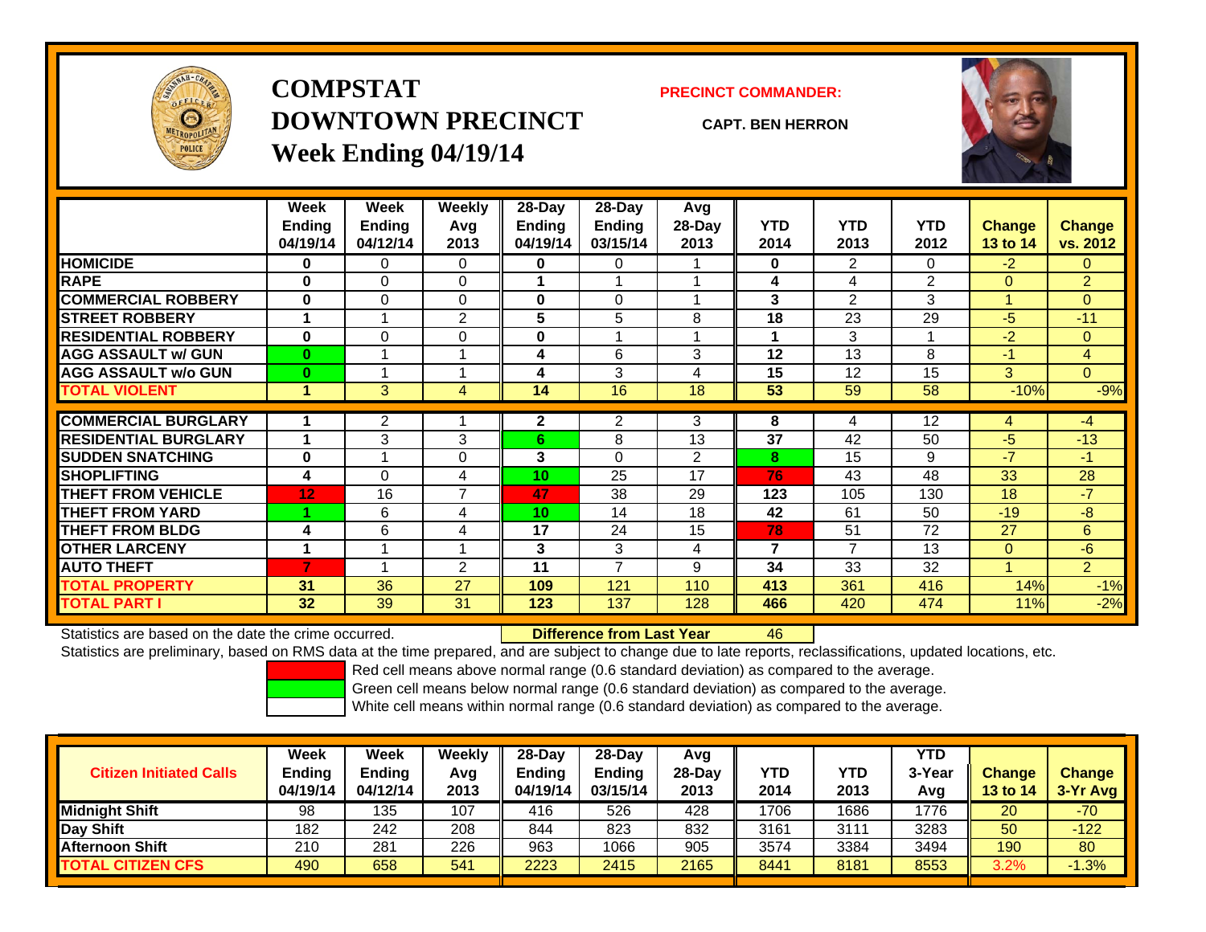# COMPSTAT
# DOWNTOWN PRECINCT
## Week Ending 04/19/14

**PRECINCT COMMANDER:**

**CAPT. BEN HERRON**

| | Week Ending 04/19/14 | Week Ending 04/12/14 | Weekly Avg 2013 | 28-Day Ending 04/19/14 | 28-Day Ending 03/15/14 | Avg 28-Day 2013 | YTD 2014 | YTD 2013 | YTD 2012 | Change 13 to 14 | Change vs. 2012 |
|---|---|---|---|---|---|---|---|---|---|---|---|
| HOMICIDE | 0 | 0 | 0 | 0 | 0 | 1 | 0 | 2 | 0 | -2 | 0 |
| RAPE | 0 | 0 | 0 | 1 | 1 | 1 | 4 | 4 | 2 | 0 | 2 |
| COMMERCIAL ROBBERY | 0 | 0 | 0 | 0 | 0 | 1 | 3 | 2 | 3 | 1 | 0 |
| STREET ROBBERY | 1 | 1 | 2 | 5 | 5 | 8 | 18 | 23 | 29 | -5 | -11 |
| RESIDENTIAL ROBBERY | 0 | 0 | 0 | 0 | 1 | 1 | 1 | 3 | 1 | -2 | 0 |
| AGG ASSAULT w/ GUN | 0 | 1 | 1 | 4 | 6 | 3 | 12 | 13 | 8 | -1 | 4 |
| AGG ASSAULT w/o GUN | 0 | 1 | 1 | 4 | 3 | 4 | 15 | 12 | 15 | 3 | 0 |
| TOTAL VIOLENT | 1 | 3 | 4 | 14 | 16 | 18 | 53 | 59 | 58 | -10% | -9% |
| COMMERCIAL BURGLARY | 1 | 2 | 1 | 2 | 2 | 3 | 8 | 4 | 12 | 4 | -4 |
| RESIDENTIAL BURGLARY | 1 | 3 | 3 | 6 | 8 | 13 | 37 | 42 | 50 | -5 | -13 |
| SUDDEN SNATCHING | 0 | 1 | 0 | 3 | 0 | 2 | 8 | 15 | 9 | -7 | -1 |
| SHOPLIFTING | 4 | 0 | 4 | 10 | 25 | 17 | 76 | 43 | 48 | 33 | 28 |
| THEFT FROM VEHICLE | 12 | 16 | 7 | 47 | 38 | 29 | 123 | 105 | 130 | 18 | -7 |
| THEFT FROM YARD | 1 | 6 | 4 | 10 | 14 | 18 | 42 | 61 | 50 | -19 | -8 |
| THEFT FROM BLDG | 4 | 6 | 4 | 17 | 24 | 15 | 78 | 51 | 72 | 27 | 6 |
| OTHER LARCENY | 1 | 1 | 1 | 3 | 3 | 4 | 7 | 7 | 13 | 0 | -6 |
| AUTO THEFT | 7 | 1 | 2 | 11 | 7 | 9 | 34 | 33 | 32 | 1 | 2 |
| TOTAL PROPERTY | 31 | 36 | 27 | 109 | 121 | 110 | 413 | 361 | 416 | 14% | -1% |
| TOTAL PART I | 32 | 39 | 31 | 123 | 137 | 128 | 466 | 420 | 474 | 11% | -2% |

Statistics are based on the date the crime occurred. **Difference from Last Year** 46

Statistics are preliminary, based on RMS data at the time prepared, and are subject to change due to late reports, reclassifications, updated locations, etc.

Red cell means above normal range (0.6 standard deviation) as compared to the average.
Green cell means below normal range (0.6 standard deviation) as compared to the average.
White cell means within normal range (0.6 standard deviation) as compared to the average.

| Citizen Initiated Calls | Week Ending 04/19/14 | Week Ending 04/12/14 | Weekly Avg 2013 | 28-Day Ending 04/19/14 | 28-Day Ending 03/15/14 | Avg 28-Day 2013 | YTD 2014 | YTD 2013 | YTD 3-Year Avg | Change 13 to 14 | Change 3-Yr Avg |
|---|---|---|---|---|---|---|---|---|---|---|---|
| Midnight Shift | 98 | 135 | 107 | 416 | 526 | 428 | 1706 | 1686 | 1776 | 20 | -70 |
| Day Shift | 182 | 242 | 208 | 844 | 823 | 832 | 3161 | 3111 | 3283 | 50 | -122 |
| Afternoon Shift | 210 | 281 | 226 | 963 | 1066 | 905 | 3574 | 3384 | 3494 | 190 | 80 |
| TOTAL CITIZEN CFS | 490 | 658 | 541 | 2223 | 2415 | 2165 | 8441 | 8181 | 8553 | 3.2% | -1.3% |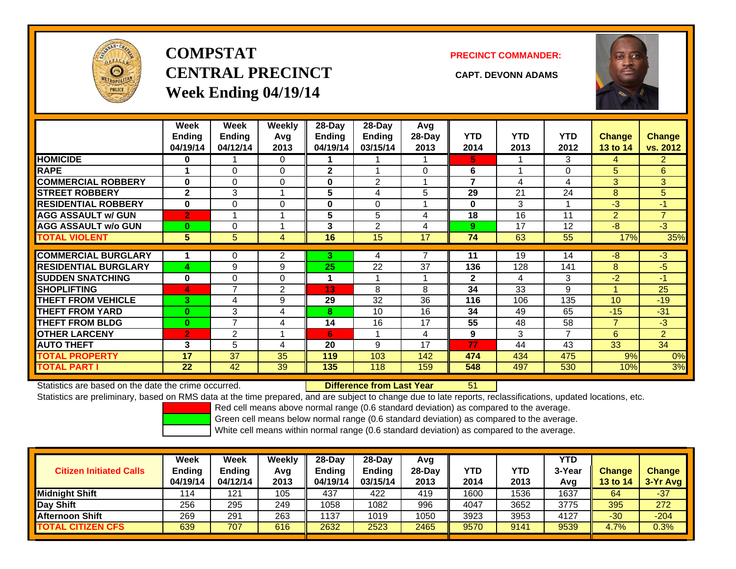# COMPSTAT
# CENTRAL PRECINCT
## Week Ending 04/19/14

**PRECINCT COMMANDER:**

**CAPT. DEVONN ADAMS**

| | Week Ending 04/19/14 | Week Ending 04/12/14 | Weekly Avg 2013 | 28-Day Ending 04/19/14 | 28-Day Ending 03/15/14 | Avg 28-Day 2013 | YTD 2014 | YTD 2013 | YTD 2012 | Change 13 to 14 | Change vs. 2012 |
|---|---|---|---|---|---|---|---|---|---|---|---|
| HOMICIDE | 0 | 1 | 0 | 1 | 1 | 1 | 5 | 1 | 3 | 4 | 2 |
| RAPE | 1 | 0 | 0 | 2 | 1 | 0 | 6 | 1 | 0 | 5 | 6 |
| COMMERCIAL ROBBERY | 0 | 0 | 0 | 0 | 2 | 1 | 7 | 4 | 4 | 3 | 3 |
| STREET ROBBERY | 2 | 3 | 1 | 5 | 4 | 5 | 29 | 21 | 24 | 8 | 5 |
| RESIDENTIAL ROBBERY | 0 | 0 | 0 | 0 | 0 | 1 | 0 | 3 | 1 | -3 | -1 |
| AGG ASSAULT w/ GUN | 2 | 1 | 1 | 5 | 5 | 4 | 18 | 16 | 11 | 2 | 7 |
| AGG ASSAULT w/o GUN | 0 | 0 | 1 | 3 | 2 | 4 | 9 | 17 | 12 | -8 | -3 |
| TOTAL VIOLENT | 5 | 5 | 4 | 16 | 15 | 17 | 74 | 63 | 55 | 17% | 35% |
| COMMERCIAL BURGLARY | 1 | 0 | 2 | 3 | 4 | 7 | 11 | 19 | 14 | -8 | -3 |
| RESIDENTIAL BURGLARY | 4 | 9 | 9 | 25 | 22 | 37 | 136 | 128 | 141 | 8 | -5 |
| SUDDEN SNATCHING | 0 | 0 | 0 | 1 | 1 | 1 | 2 | 4 | 3 | -2 | -1 |
| SHOPLIFTING | 4 | 7 | 2 | 13 | 8 | 8 | 34 | 33 | 9 | 1 | 25 |
| THEFT FROM VEHICLE | 3 | 4 | 9 | 29 | 32 | 36 | 116 | 106 | 135 | 10 | -19 |
| THEFT FROM YARD | 0 | 3 | 4 | 8 | 10 | 16 | 34 | 49 | 65 | -15 | -31 |
| THEFT FROM BLDG | 0 | 7 | 4 | 14 | 16 | 17 | 55 | 48 | 58 | 7 | -3 |
| OTHER LARCENY | 2 | 2 | 1 | 6 | 1 | 4 | 9 | 3 | 7 | 6 | 2 |
| AUTO THEFT | 3 | 5 | 4 | 20 | 9 | 17 | 77 | 44 | 43 | 33 | 34 |
| TOTAL PROPERTY | 17 | 37 | 35 | 119 | 103 | 142 | 474 | 434 | 475 | 9% | 0% |
| TOTAL PART I | 22 | 42 | 39 | 135 | 118 | 159 | 548 | 497 | 530 | 10% | 3% |

Statistics are based on the date the crime occurred. **Difference from Last Year** 51

Statistics are preliminary, based on RMS data at the time prepared, and are subject to change due to late reports, reclassifications, updated locations, etc.

Red cell means above normal range (0.6 standard deviation) as compared to the average.

Green cell means below normal range (0.6 standard deviation) as compared to the average.

White cell means within normal range (0.6 standard deviation) as compared to the average.

| Citizen Initiated Calls | Week Ending 04/19/14 | Week Ending 04/12/14 | Weekly Avg 2013 | 28-Day Ending 04/19/14 | 28-Day Ending 03/15/14 | Avg 28-Day 2013 | YTD 2014 | YTD 2013 | YTD 3-Year Avg | Change 13 to 14 | Change 3-Yr Avg |
|---|---|---|---|---|---|---|---|---|---|---|---|
| Midnight Shift | 114 | 121 | 105 | 437 | 422 | 419 | 1600 | 1536 | 1637 | 64 | -37 |
| Day Shift | 256 | 295 | 249 | 1058 | 1082 | 996 | 4047 | 3652 | 3775 | 395 | 272 |
| Afternoon Shift | 269 | 291 | 263 | 1137 | 1019 | 1050 | 3923 | 3953 | 4127 | -30 | -204 |
| TOTAL CITIZEN CFS | 639 | 707 | 616 | 2632 | 2523 | 2465 | 9570 | 9141 | 9539 | 4.7% | 0.3% |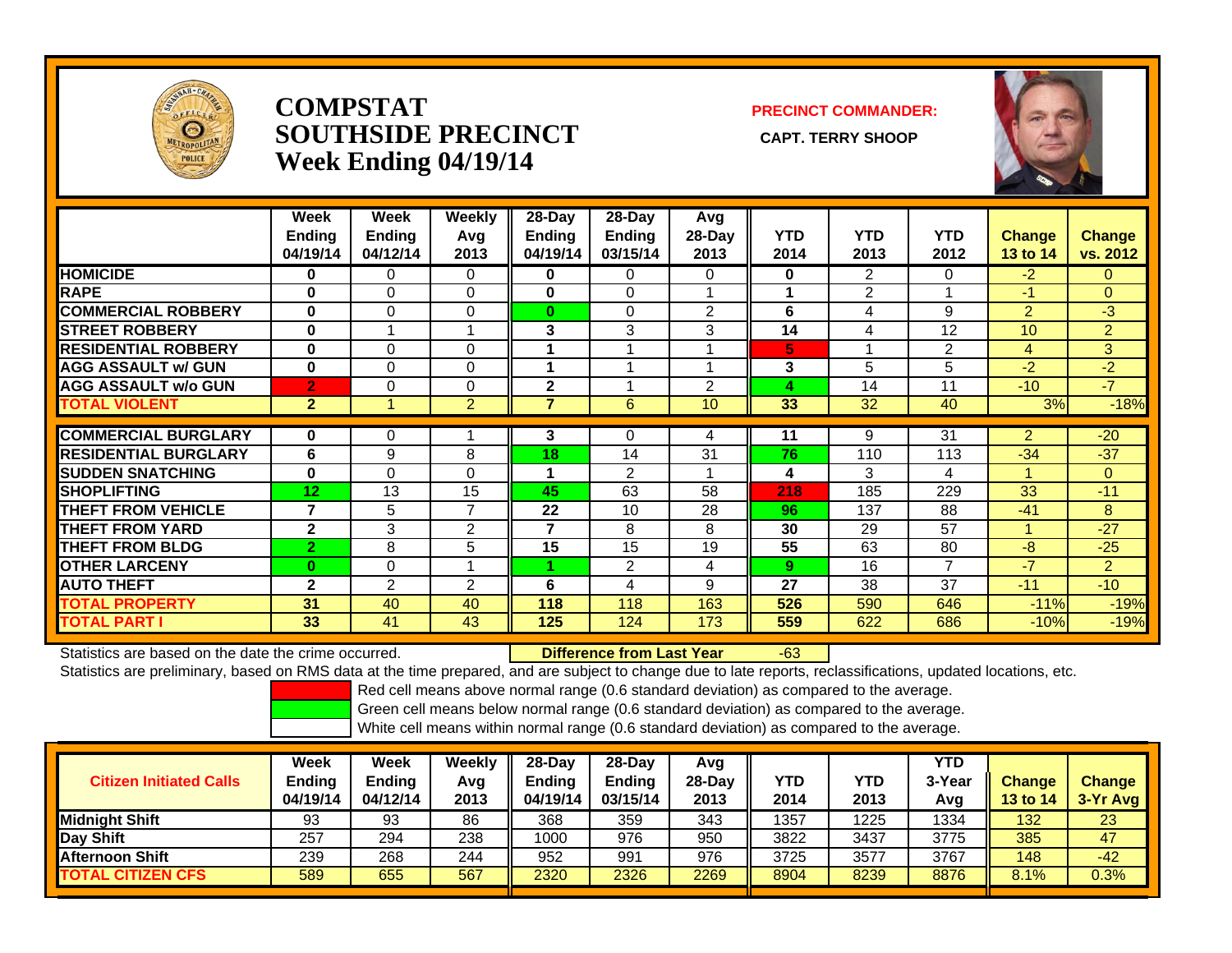# COMPSTAT
# SOUTHSIDE PRECINCT
# Week Ending 04/19/14

**PRECINCT COMMANDER:**

**CAPT. TERRY SHOOP**

| | Week Ending 04/19/14 | Week Ending 04/12/14 | Weekly Avg 2013 | 28-Day Ending 04/19/14 | 28-Day Ending 03/15/14 | Avg 28-Day 2013 | YTD 2014 | YTD 2013 | YTD 2012 | Change 13 to 14 | Change vs. 2012 |
|---|---|---|---|---|---|---|---|---|---|---|---|
| HOMICIDE | 0 | 0 | 0 | 0 | 0 | 0 | 0 | 2 | 0 | -2 | 0 |
| RAPE | 0 | 0 | 0 | 0 | 0 | 1 | 1 | 2 | 1 | -1 | 0 |
| COMMERCIAL ROBBERY | 0 | 0 | 0 | 0 | 0 | 2 | 6 | 4 | 9 | 2 | -3 |
| STREET ROBBERY | 0 | 1 | 1 | 3 | 3 | 3 | 14 | 4 | 12 | 10 | 2 |
| RESIDENTIAL ROBBERY | 0 | 0 | 0 | 1 | 1 | 1 | 5 | 1 | 2 | 4 | 3 |
| AGG ASSAULT w/ GUN | 0 | 0 | 0 | 1 | 1 | 1 | 3 | 5 | 5 | -2 | -2 |
| AGG ASSAULT w/o GUN | 2 | 0 | 0 | 2 | 1 | 2 | 4 | 14 | 11 | -10 | -7 |
| TOTAL VIOLENT | 2 | 1 | 2 | 7 | 6 | 10 | 33 | 32 | 40 | 3% | -18% |
| COMMERCIAL BURGLARY | 0 | 0 | 1 | 3 | 0 | 4 | 11 | 9 | 31 | 2 | -20 |
| RESIDENTIAL BURGLARY | 6 | 9 | 8 | 18 | 14 | 31 | 76 | 110 | 113 | -34 | -37 |
| SUDDEN SNATCHING | 0 | 0 | 0 | 1 | 2 | 1 | 4 | 3 | 4 | 1 | 0 |
| SHOPLIFTING | 12 | 13 | 15 | 45 | 63 | 58 | 218 | 185 | 229 | 33 | -11 |
| THEFT FROM VEHICLE | 7 | 5 | 7 | 22 | 10 | 28 | 96 | 137 | 88 | -41 | 8 |
| THEFT FROM YARD | 2 | 3 | 2 | 7 | 8 | 8 | 30 | 29 | 57 | 1 | -27 |
| THEFT FROM BLDG | 2 | 8 | 5 | 15 | 15 | 19 | 55 | 63 | 80 | -8 | -25 |
| OTHER LARCENY | 0 | 0 | 1 | 1 | 2 | 4 | 9 | 16 | 7 | -7 | 2 |
| AUTO THEFT | 2 | 2 | 2 | 6 | 4 | 9 | 27 | 38 | 37 | -11 | -10 |
| TOTAL PROPERTY | 31 | 40 | 40 | 118 | 118 | 163 | 526 | 590 | 646 | -11% | -19% |
| TOTAL PART I | 33 | 41 | 43 | 125 | 124 | 173 | 559 | 622 | 686 | -10% | -19% |

Statistics are based on the date the crime occurred. **Difference from Last Year** -63

Statistics are preliminary, based on RMS data at the time prepared, and are subject to change due to late reports, reclassifications, updated locations, etc.

Red cell means above normal range (0.6 standard deviation) as compared to the average.
Green cell means below normal range (0.6 standard deviation) as compared to the average.
White cell means within normal range (0.6 standard deviation) as compared to the average.

| Citizen Initiated Calls | Week Ending 04/19/14 | Week Ending 04/12/14 | Weekly Avg 2013 | 28-Day Ending 04/19/14 | 28-Day Ending 03/15/14 | Avg 28-Day 2013 | YTD 2014 | YTD 2013 | YTD 3-Year Avg | Change 13 to 14 | Change 3-Yr Avg |
|---|---|---|---|---|---|---|---|---|---|---|---|
| Midnight Shift | 93 | 93 | 86 | 368 | 359 | 343 | 1357 | 1225 | 1334 | 132 | 23 |
| Day Shift | 257 | 294 | 238 | 1000 | 976 | 950 | 3822 | 3437 | 3775 | 385 | 47 |
| Afternoon Shift | 239 | 268 | 244 | 952 | 991 | 976 | 3725 | 3577 | 3767 | 148 | -42 |
| TOTAL CITIZEN CFS | 589 | 655 | 567 | 2320 | 2326 | 2269 | 8904 | 8239 | 8876 | 8.1% | 0.3% |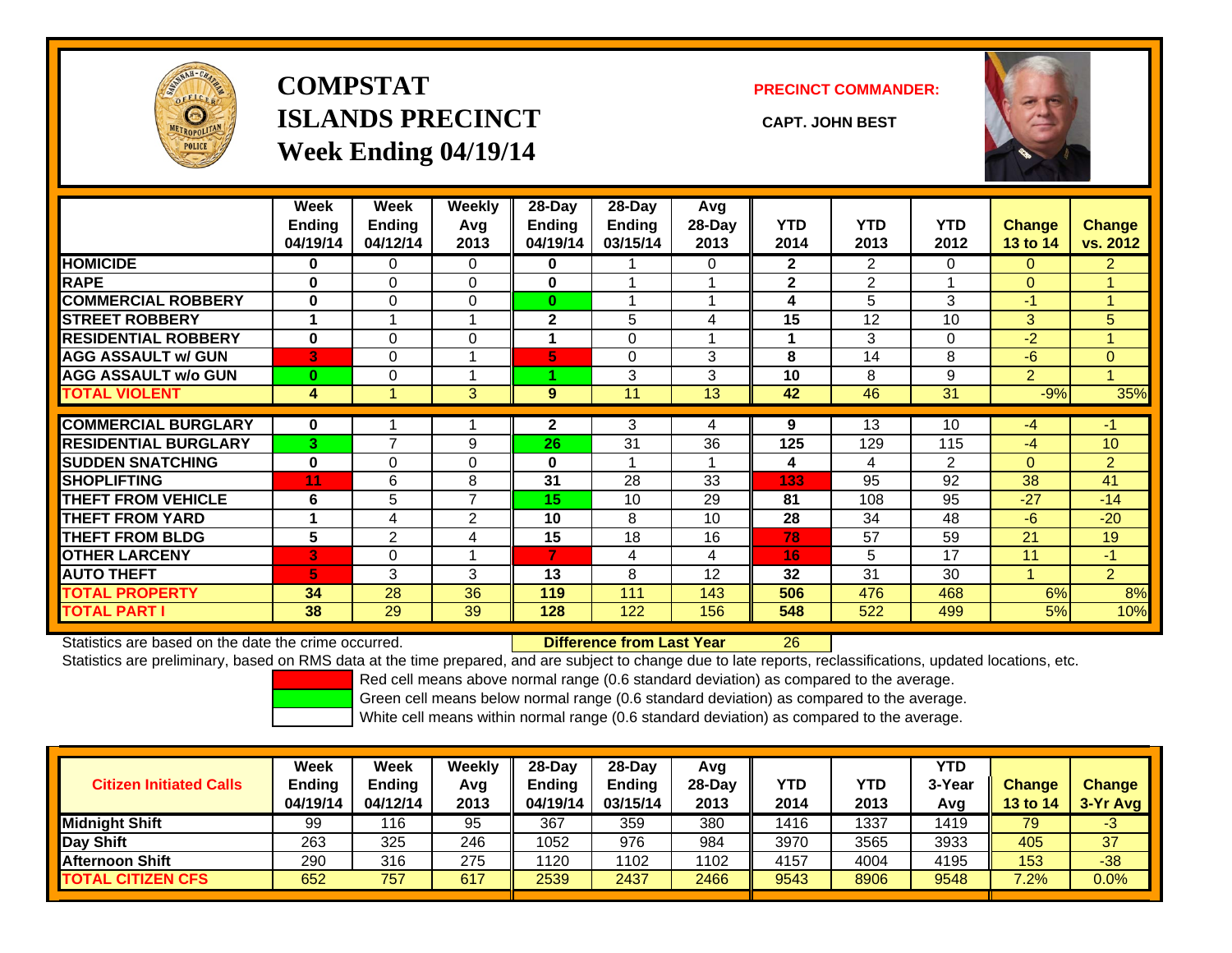# COMPSTAT
# ISLANDS PRECINCT
# Week Ending 04/19/14

**PRECINCT COMMANDER:**

**CAPT. JOHN BEST**

| | Week Ending 04/19/14 | Week Ending 04/12/14 | Weekly Avg 2013 | 28-Day Ending 04/19/14 | 28-Day Ending 03/15/14 | Avg 28-Day 2013 | YTD 2014 | YTD 2013 | YTD 2012 | Change 13 to 14 | Change vs. 2012 |
|---|---|---|---|---|---|---|---|---|---|---|---|
| HOMICIDE | 0 | 0 | 0 | 0 | 1 | 0 | 2 | 2 | 0 | 0 | 2 |
| RAPE | 0 | 0 | 0 | 0 | 1 | 1 | 2 | 2 | 1 | 0 | 1 |
| COMMERCIAL ROBBERY | 0 | 0 | 0 | 0 | 1 | 1 | 4 | 5 | 3 | -1 | 1 |
| STREET ROBBERY | 1 | 1 | 1 | 2 | 5 | 4 | 15 | 12 | 10 | 3 | 5 |
| RESIDENTIAL ROBBERY | 0 | 0 | 0 | 1 | 0 | 1 | 1 | 3 | 0 | -2 | 1 |
| AGG ASSAULT w/ GUN | 3 | 0 | 1 | 5 | 0 | 3 | 8 | 14 | 8 | -6 | 0 |
| AGG ASSAULT w/o GUN | 0 | 0 | 1 | 1 | 3 | 3 | 10 | 8 | 9 | 2 | 1 |
| TOTAL VIOLENT | 4 | 1 | 3 | 9 | 11 | 13 | 42 | 46 | 31 | -9% | 35% |
| COMMERCIAL BURGLARY | 0 | 1 | 1 | 2 | 3 | 4 | 9 | 13 | 10 | -4 | -1 |
| RESIDENTIAL BURGLARY | 3 | 7 | 9 | 26 | 31 | 36 | 125 | 129 | 115 | -4 | 10 |
| SUDDEN SNATCHING | 0 | 0 | 0 | 0 | 1 | 1 | 4 | 4 | 2 | 0 | 2 |
| SHOPLIFTING | 11 | 6 | 8 | 31 | 28 | 33 | 133 | 95 | 92 | 38 | 41 |
| THEFT FROM VEHICLE | 6 | 5 | 7 | 15 | 10 | 29 | 81 | 108 | 95 | -27 | -14 |
| THEFT FROM YARD | 1 | 4 | 2 | 10 | 8 | 10 | 28 | 34 | 48 | -6 | -20 |
| THEFT FROM BLDG | 5 | 2 | 4 | 15 | 18 | 16 | 78 | 57 | 59 | 21 | 19 |
| OTHER LARCENY | 3 | 0 | 1 | 7 | 4 | 4 | 16 | 5 | 17 | 11 | -1 |
| AUTO THEFT | 5 | 3 | 3 | 13 | 8 | 12 | 32 | 31 | 30 | 1 | 2 |
| TOTAL PROPERTY | 34 | 28 | 36 | 119 | 111 | 143 | 506 | 476 | 468 | 6% | 8% |
| TOTAL PART I | 38 | 29 | 39 | 128 | 122 | 156 | 548 | 522 | 499 | 5% | 10% |

Statistics are based on the date the crime occurred. **Difference from Last Year** 26

Statistics are preliminary, based on RMS data at the time prepared, and are subject to change due to late reports, reclassifications, updated locations, etc.

Red cell means above normal range (0.6 standard deviation) as compared to the average.
Green cell means below normal range (0.6 standard deviation) as compared to the average.
White cell means within normal range (0.6 standard deviation) as compared to the average.

| Citizen Initiated Calls | Week Ending 04/19/14 | Week Ending 04/12/14 | Weekly Avg 2013 | 28-Day Ending 04/19/14 | 28-Day Ending 03/15/14 | Avg 28-Day 2013 | YTD 2014 | YTD 2013 | YTD 3-Year Avg | Change 13 to 14 | Change 3-Yr Avg |
|---|---|---|---|---|---|---|---|---|---|---|---|
| Midnight Shift | 99 | 116 | 95 | 367 | 359 | 380 | 1416 | 1337 | 1419 | 79 | -3 |
| Day Shift | 263 | 325 | 246 | 1052 | 976 | 984 | 3970 | 3565 | 3933 | 405 | 37 |
| Afternoon Shift | 290 | 316 | 275 | 1120 | 1102 | 1102 | 4157 | 4004 | 4195 | 153 | -38 |
| TOTAL CITIZEN CFS | 652 | 757 | 617 | 2539 | 2437 | 2466 | 9543 | 8906 | 9548 | 7.2% | 0.0% |